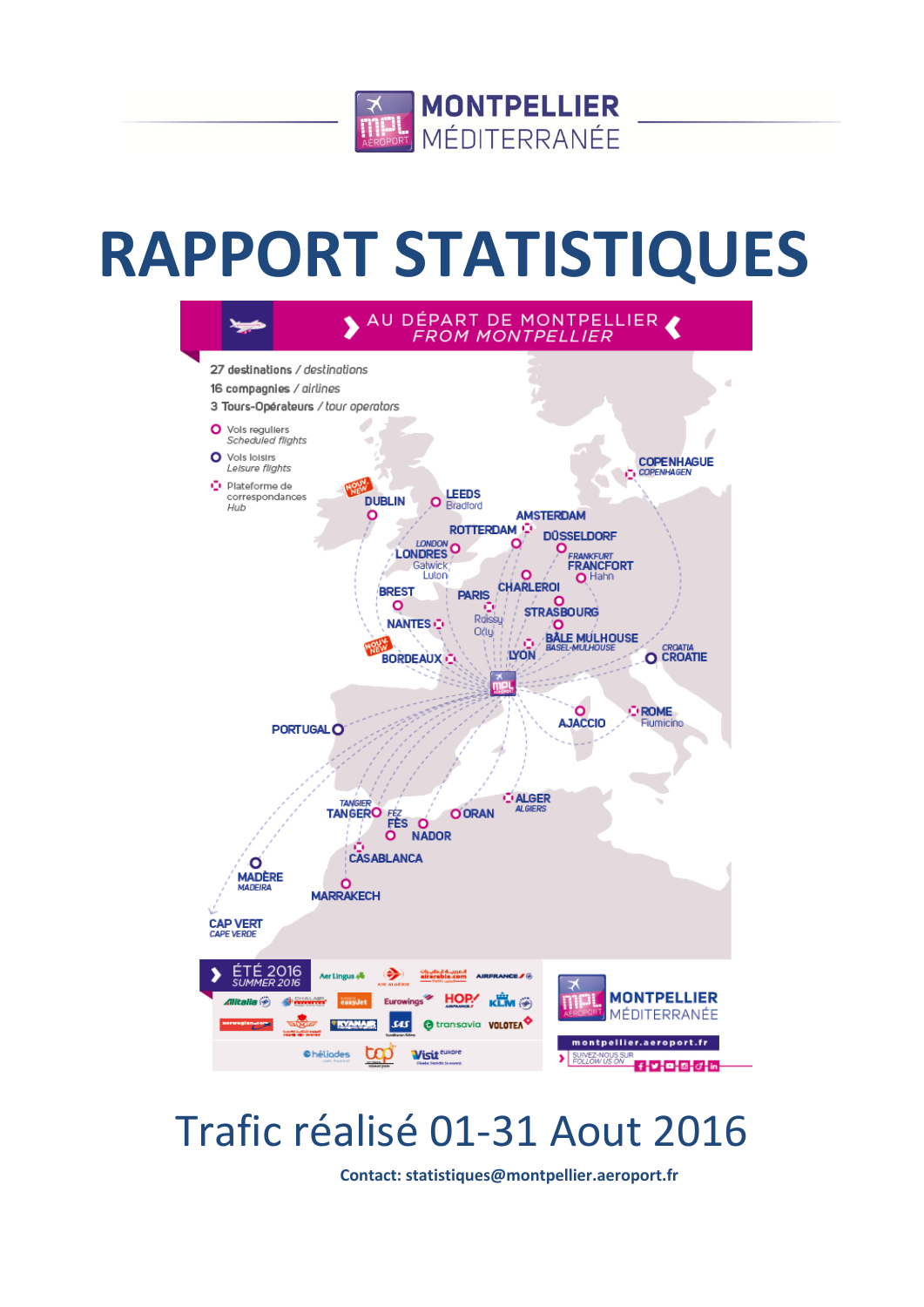MONTPELLIER MÉDITERRANÉE

# RAPPORT STATISTIQUES

AU DÉPART DE MONTPELLIER
*FROM MONTPELLIER*

27 destinations / *destinations*
16 compagnies / *airlines*
3 Tours-Opérateurs / *tour operators*

- Vols réguliers / *Scheduled flights*
- Vols loisirs / *Leisure flights*
- Plateforme de correspondances / *Hub*

DUBLIN (NOUV. NEW), LEEDS Bradford, COPENHAGUE *COPENHAGEN*, AMSTERDAM, ROTTERDAM, DÜSSELDORF, *LONDON* LONDRES Gatwick Luton, *FRANKFURT* FRANCFORT Hahn, CHARLEROI, BREST, PARIS Roissy Orly, STRASBOURG, NANTES, BÂLE MULHOUSE *BASEL-MULHOUSE*, BORDEAUX (NOUV. NEW), LYON, *CROATIA* CROATIE, AJACCIO, ROME Fiumicino, PORTUGAL, ALGER *ALGIERS*, *TANGIER* TANGER, *FEZ* FÈS, ORAN, NADOR, CASABLANCA, MADÈRE *MADEIRA*, MARRAKECH, CAP VERT *CAPE VERDE*

ÉTÉ 2016 / *SUMMER 2016*

montpellier.aeroport.fr
SUIVEZ-NOUS SUR / *FOLLOW US ON*

## Trafic réalisé 01-31 Aout 2016

**Contact: statistiques@montpellier.aeroport.fr**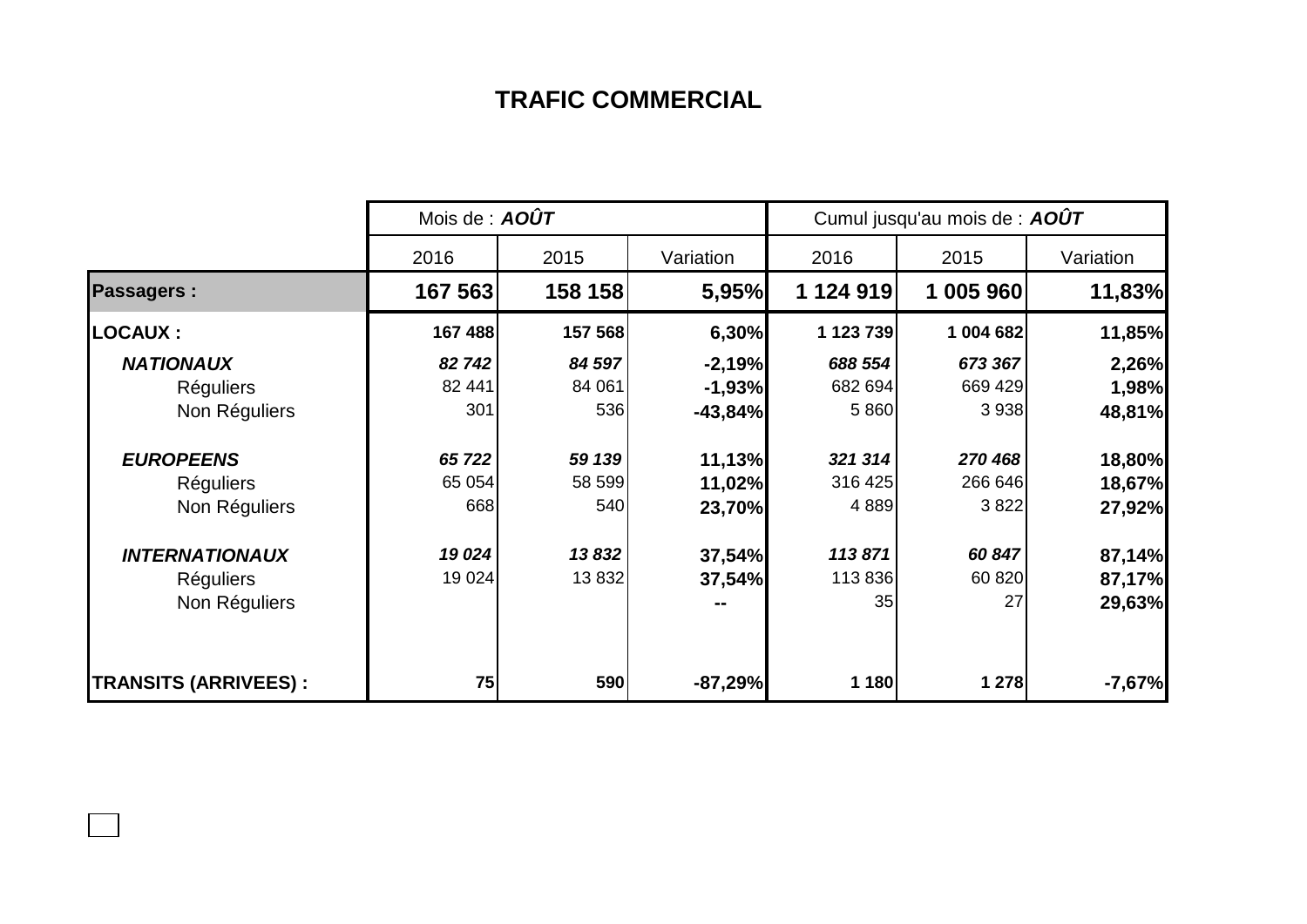## TRAFIC COMMERCIAL

| | Mois de : ***AOÛT*** | | | Cumul jusqu'au mois de : ***AOÛT*** | | |
|---|---|---|---|---|---|---|
| | 2016 | 2015 | Variation | 2016 | 2015 | Variation |
| **Passagers :** | **167 563** | **158 158** | **5,95%** | **1 124 919** | **1 005 960** | **11,83%** |
| **LOCAUX :** | **167 488** | **157 568** | **6,30%** | **1 123 739** | **1 004 682** | **11,85%** |
| ***NATIONAUX*** | ***82 742*** | ***84 597*** | **-2,19%** | ***688 554*** | ***673 367*** | **2,26%** |
| Réguliers | 82 441 | 84 061 | **-1,93%** | 682 694 | 669 429 | **1,98%** |
| Non Réguliers | 301 | 536 | **-43,84%** | 5 860 | 3 938 | **48,81%** |
| ***EUROPEENS*** | ***65 722*** | ***59 139*** | **11,13%** | ***321 314*** | ***270 468*** | **18,80%** |
| Réguliers | 65 054 | 58 599 | **11,02%** | 316 425 | 266 646 | **18,67%** |
| Non Réguliers | 668 | 540 | **23,70%** | 4 889 | 3 822 | **27,92%** |
| ***INTERNATIONAUX*** | ***19 024*** | ***13 832*** | **37,54%** | ***113 871*** | ***60 847*** | **87,14%** |
| Réguliers | 19 024 | 13 832 | **37,54%** | 113 836 | 60 820 | **87,17%** |
| Non Réguliers | | | **--** | 35 | 27 | **29,63%** |
| **TRANSITS (ARRIVEES) :** | **75** | **590** | **-87,29%** | **1 180** | **1 278** | **-7,67%** |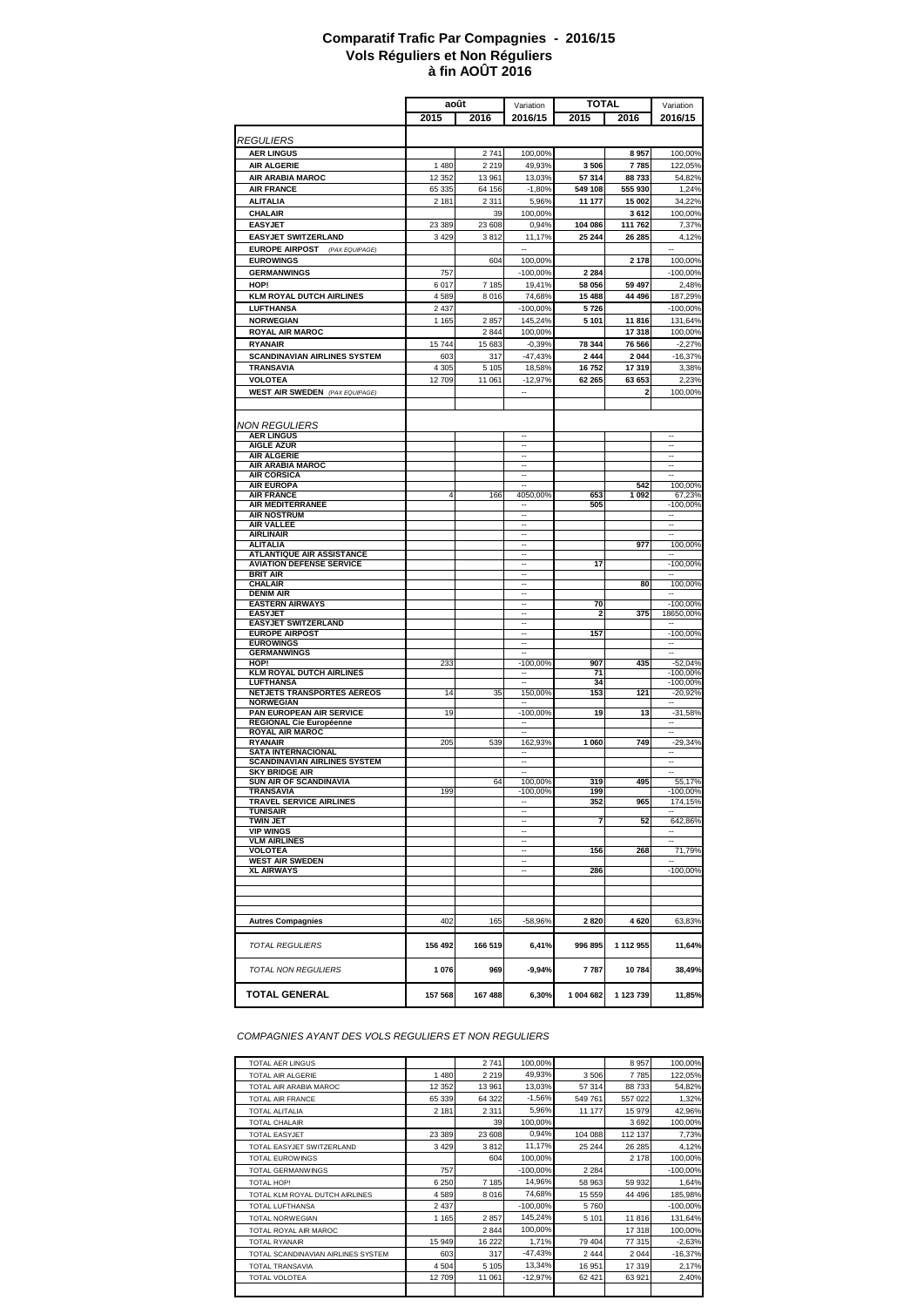# Comparatif Trafic Par Compagnies - 2016/15
## Vols Réguliers et Non Réguliers
## à fin AOÛT 2016

| | août | | Variation | TOTAL | | Variation |
|---|---|---|---|---|---|---|
| | 2015 | 2016 | 2016/15 | 2015 | 2016 | 2016/15 |
| *REGULIERS* | | | | | | |
| AER LINGUS | | 2 741 | 100,00% | | 8 957 | 100,00% |
| AIR ALGERIE | 1 480 | 2 219 | 49,93% | 3 506 | 7 785 | 122,05% |
| AIR ARABIA MAROC | 12 352 | 13 961 | 13,03% | 57 314 | 88 733 | 54,82% |
| AIR FRANCE | 65 335 | 64 156 | -1,80% | 549 108 | 555 930 | 1,24% |
| ALITALIA | 2 181 | 2 311 | 5,96% | 11 177 | 15 002 | 34,22% |
| CHALAIR | | 39 | 100,00% | | 3 612 | 100,00% |
| EASYJET | 23 389 | 23 608 | 0,94% | 104 086 | 111 762 | 7,37% |
| EASYJET SWITZERLAND | 3 429 | 3 812 | 11,17% | 25 244 | 26 285 | 4,12% |
| EUROPE AIRPOST *(PAX EQUIPAGE)* | | | -- | | | -- |
| EUROWINGS | | 604 | 100,00% | | 2 178 | 100,00% |
| GERMANWINGS | 757 | | -100,00% | 2 284 | | -100,00% |
| HOP! | 6 017 | 7 185 | 19,41% | 58 056 | 59 497 | 2,48% |
| KLM ROYAL DUTCH AIRLINES | 4 589 | 8 016 | 74,68% | 15 488 | 44 496 | 187,29% |
| LUFTHANSA | 2 437 | | -100,00% | 5 726 | | -100,00% |
| NORWEGIAN | 1 165 | 2 857 | 145,24% | 5 101 | 11 816 | 131,64% |
| ROYAL AIR MAROC | | 2 844 | 100,00% | | 17 318 | 100,00% |
| RYANAIR | 15 744 | 15 683 | -0,39% | 78 344 | 76 566 | -2,27% |
| SCANDINAVIAN AIRLINES SYSTEM | 603 | 317 | -47,43% | 2 444 | 2 044 | -16,37% |
| TRANSAVIA | 4 305 | 5 105 | 18,58% | 16 752 | 17 319 | 3,38% |
| VOLOTEA | 12 709 | 11 061 | -12,97% | 62 265 | 63 653 | 2,23% |
| WEST AIR SWEDEN *(PAX EQUIPAGE)* | | | -- | | 2 | 100,00% |
| *NON REGULIERS* | | | | | | |
| AER LINGUS | | | -- | | | -- |
| AIGLE AZUR | | | -- | | | -- |
| AIR ALGERIE | | | -- | | | -- |
| AIR ARABIA MAROC | | | -- | | | -- |
| AIR CORSICA | | | -- | | | -- |
| AIR EUROPA | | | -- | | 542 | 100,00% |
| AIR FRANCE | 4 | 166 | 4050,00% | 653 | 1 092 | 67,23% |
| AIR MEDITERRANEE | | | -- | 505 | | -100,00% |
| AIR NOSTRUM | | | -- | | | -- |
| AIR VALLEE | | | -- | | | -- |
| AIRLINAIR | | | -- | | | -- |
| ALITALIA | | | -- | | 977 | 100,00% |
| ATLANTIQUE AIR ASSISTANCE | | | -- | | | -- |
| AVIATION DEFENSE SERVICE | | | -- | 17 | | -100,00% |
| BRIT AIR | | | -- | | | -- |
| CHALAIR | | | -- | | 80 | 100,00% |
| DENIM AIR | | | -- | | | -- |
| EASTERN AIRWAYS | | | -- | 70 | | -100,00% |
| EASYJET | | | -- | 2 | 375 | 18650,00% |
| EASYJET SWITZERLAND | | | -- | | | -- |
| EUROPE AIRPOST | | | -- | 157 | | -100,00% |
| EUROWINGS | | | -- | | | -- |
| GERMANWINGS | | | -- | | | -- |
| HOP! | 233 | | -100,00% | 907 | 435 | -52,04% |
| KLM ROYAL DUTCH AIRLINES | | | -- | 71 | | -100,00% |
| LUFTHANSA | | | -- | 34 | | -100,00% |
| NETJETS TRANSPORTES AEREOS | 14 | 35 | 150,00% | 153 | 121 | -20,92% |
| NORWEGIAN | | | -- | | | -- |
| PAN EUROPEAN AIR SERVICE | 19 | | -100,00% | 19 | 13 | -31,58% |
| REGIONAL Cie Européenne | | | -- | | | -- |
| ROYAL AIR MAROC | | | -- | | | -- |
| RYANAIR | 205 | 539 | 162,93% | 1 060 | 749 | -29,34% |
| SATA INTERNACIONAL | | | -- | | | -- |
| SCANDINAVIAN AIRLINES SYSTEM | | | -- | | | -- |
| SKY BRIDGE AIR | | | -- | | | -- |
| SUN AIR OF SCANDINAVIA | | 64 | 100,00% | 319 | 495 | 55,17% |
| TRANSAVIA | 199 | | -100,00% | 199 | | -100,00% |
| TRAVEL SERVICE AIRLINES | | | -- | 352 | 965 | 174,15% |
| TUNISAIR | | | -- | | | -- |
| TWIN JET | | | -- | 7 | 52 | 642,86% |
| VIP WINGS | | | -- | | | -- |
| VLM AIRLINES | | | -- | | | -- |
| VOLOTEA | | | -- | 156 | 268 | 71,79% |
| WEST AIR SWEDEN | | | -- | | | -- |
| XL AIRWAYS | | | -- | 286 | | -100,00% |
| Autres Compagnies | 402 | 165 | -58,96% | 2 820 | 4 620 | 63,83% |
| *TOTAL REGULIERS* | 156 492 | 166 519 | 6,41% | 996 895 | 1 112 955 | 11,64% |
| *TOTAL NON REGULIERS* | 1 076 | 969 | -9,94% | 7 787 | 10 784 | 38,49% |
| **TOTAL GENERAL** | 157 568 | 167 488 | 6,30% | 1 004 682 | 1 123 739 | 11,85% |

*COMPAGNIES AYANT DES VOLS REGULIERS ET NON REGULIERS*

| | | | | | | |
|---|---|---|---|---|---|---|
| TOTAL AER LINGUS | | 2 741 | 100,00% | | 8 957 | 100,00% |
| TOTAL AIR ALGERIE | 1 480 | 2 219 | 49,93% | 3 506 | 7 785 | 122,05% |
| TOTAL AIR ARABIA MAROC | 12 352 | 13 961 | 13,03% | 57 314 | 88 733 | 54,82% |
| TOTAL AIR FRANCE | 65 339 | 64 322 | -1,56% | 549 761 | 557 022 | 1,32% |
| TOTAL ALITALIA | 2 181 | 2 311 | 5,96% | 11 177 | 15 979 | 42,96% |
| TOTAL CHALAIR | | 39 | 100,00% | | 3 692 | 100,00% |
| TOTAL EASYJET | 23 389 | 23 608 | 0,94% | 104 088 | 112 137 | 7,73% |
| TOTAL EASYJET SWITZERLAND | 3 429 | 3 812 | 11,17% | 25 244 | 26 285 | 4,12% |
| TOTAL EUROWINGS | | 604 | 100,00% | | 2 178 | 100,00% |
| TOTAL GERMANWINGS | 757 | | -100,00% | 2 284 | | -100,00% |
| TOTAL HOP! | 6 250 | 7 185 | 14,96% | 58 963 | 59 932 | 1,64% |
| TOTAL KLM ROYAL DUTCH AIRLINES | 4 589 | 8 016 | 74,68% | 15 559 | 44 496 | 185,98% |
| TOTAL LUFTHANSA | 2 437 | | -100,00% | 5 760 | | -100,00% |
| TOTAL NORWEGIAN | 1 165 | 2 857 | 145,24% | 5 101 | 11 816 | 131,64% |
| TOTAL ROYAL AIR MAROC | | 2 844 | 100,00% | | 17 318 | 100,00% |
| TOTAL RYANAIR | 15 949 | 16 222 | 1,71% | 79 404 | 77 315 | -2,63% |
| TOTAL SCANDINAVIAN AIRLINES SYSTEM | 603 | 317 | -47,43% | 2 444 | 2 044 | -16,37% |
| TOTAL TRANSAVIA | 4 504 | 5 105 | 13,34% | 16 951 | 17 319 | 2,17% |
| TOTAL VOLOTEA | 12 709 | 11 061 | -12,97% | 62 421 | 63 921 | 2,40% |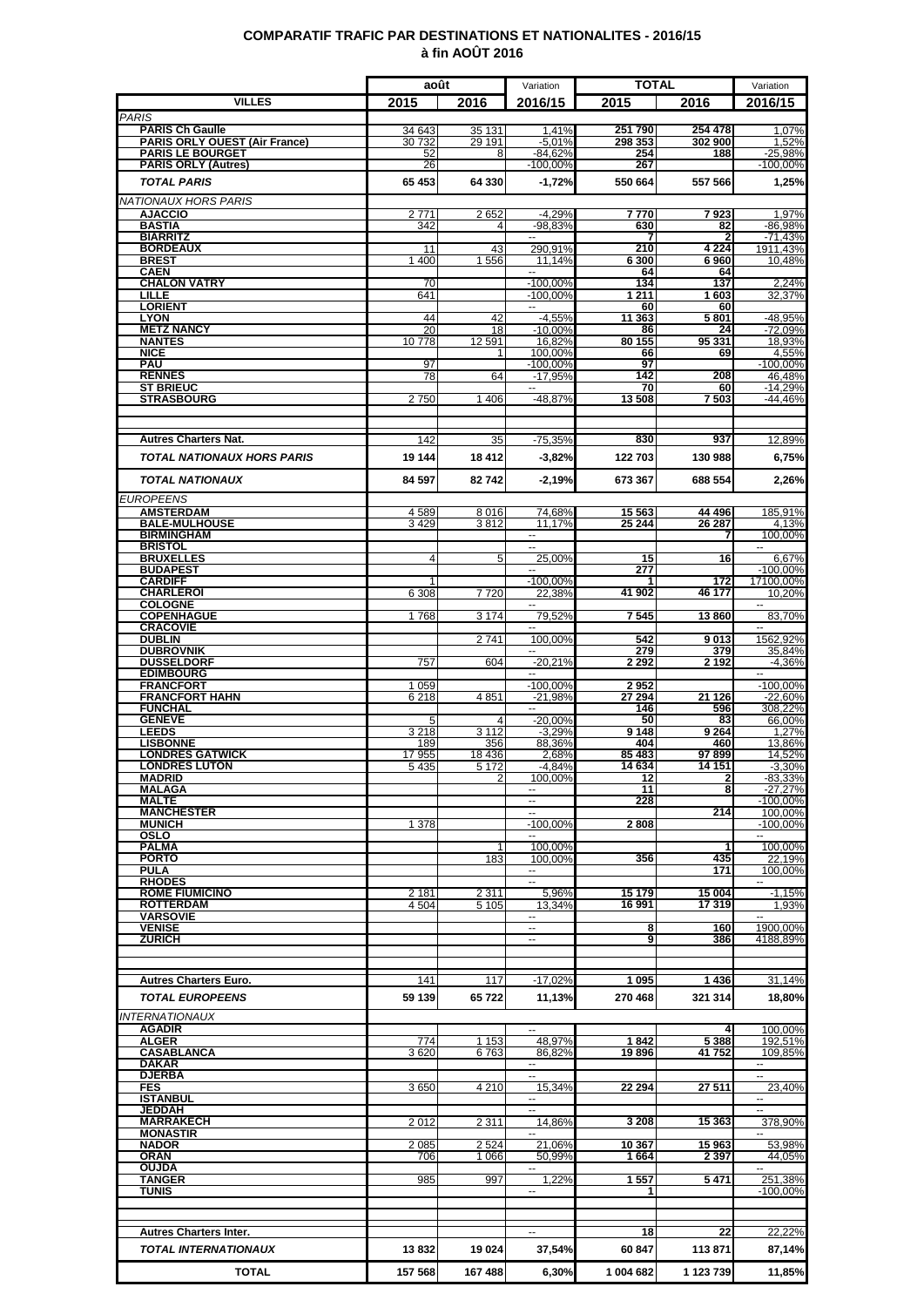# COMPARATIF TRAFIC PAR DESTINATIONS ET NATIONALITES - 2016/15
## à fin AOÛT 2016

| VILLES | août 2015 | août 2016 | Variation 2016/15 | TOTAL 2015 | TOTAL 2016 | Variation 2016/15 |
|---|---|---|---|---|---|---|
| *PARIS* | | | | | | |
| **PARIS Ch Gaulle** | 34 643 | 35 131 | 1,41% | 251 790 | 254 478 | 1,07% |
| **PARIS ORLY OUEST (Air France)** | 30 732 | 29 191 | -5,01% | 298 353 | 302 900 | 1,52% |
| **PARIS LE BOURGET** | 52 | 8 | -84,62% | 254 | 188 | -25,98% |
| **PARIS ORLY (Autres)** | 26 | | -100,00% | 267 | | -100,00% |
| ***TOTAL PARIS*** | **65 453** | **64 330** | **-1,72%** | **550 664** | **557 566** | **1,25%** |
| *NATIONAUX HORS PARIS* | | | | | | |
| **AJACCIO** | 2 771 | 2 652 | -4,29% | 7 770 | 7 923 | 1,97% |
| **BASTIA** | 342 | 4 | -98,83% | 630 | 82 | -86,98% |
| **BIARRITZ** | | | -- | 7 | 2 | -71,43% |
| **BORDEAUX** | 11 | 43 | 290,91% | 210 | 4 224 | 1911,43% |
| **BREST** | 1 400 | 1 556 | 11,14% | 6 300 | 6 960 | 10,48% |
| **CAEN** | | | -- | 64 | 64 | |
| **CHALON VATRY** | 70 | | -100,00% | 134 | 137 | 2,24% |
| **LILLE** | 641 | | -100,00% | 1 211 | 1 603 | 32,37% |
| **LORIENT** | | | -- | 60 | 60 | |
| **LYON** | 44 | 42 | -4,55% | 11 363 | 5 801 | -48,95% |
| **METZ NANCY** | 20 | 18 | -10,00% | 86 | 24 | -72,09% |
| **NANTES** | 10 778 | 12 591 | 16,82% | 80 155 | 95 331 | 18,93% |
| **NICE** | | 1 | 100,00% | 66 | 69 | 4,55% |
| **PAU** | 97 | | -100,00% | 97 | | -100,00% |
| **RENNES** | 78 | 64 | -17,95% | 142 | 208 | 46,48% |
| **ST BRIEUC** | | | -- | 70 | 60 | -14,29% |
| **STRASBOURG** | 2 750 | 1 406 | -48,87% | 13 508 | 7 503 | -44,46% |
| **Autres Charters Nat.** | 142 | 35 | -75,35% | 830 | 937 | 12,89% |
| ***TOTAL NATIONAUX HORS PARIS*** | **19 144** | **18 412** | **-3,82%** | **122 703** | **130 988** | **6,75%** |
| ***TOTAL NATIONAUX*** | **84 597** | **82 742** | **-2,19%** | **673 367** | **688 554** | **2,26%** |
| *EUROPEENS* | | | | | | |
| **AMSTERDAM** | 4 589 | 8 016 | 74,68% | 15 563 | 44 496 | 185,91% |
| **BALE-MULHOUSE** | 3 429 | 3 812 | 11,17% | 25 244 | 26 287 | 4,13% |
| **BIRMINGHAM** | | | -- | | 7 | 100,00% |
| **BRISTOL** | | | -- | | | -- |
| **BRUXELLES** | 4 | 5 | 25,00% | 15 | 16 | 6,67% |
| **BUDAPEST** | | | -- | 277 | | -100,00% |
| **CARDIFF** | 1 | | -100,00% | 1 | 172 | 17100,00% |
| **CHARLEROI** | 6 308 | 7 720 | 22,38% | 41 902 | 46 177 | 10,20% |
| **COLOGNE** | | | -- | | | -- |
| **COPENHAGUE** | 1 768 | 3 174 | 79,52% | 7 545 | 13 860 | 83,70% |
| **CRACOVIE** | | | -- | | | -- |
| **DUBLIN** | | 2 741 | 100,00% | 542 | 9 013 | 1562,92% |
| **DUBROVNIK** | | | -- | 279 | 379 | 35,84% |
| **DUSSELDORF** | 757 | 604 | -20,21% | 2 292 | 2 192 | -4,36% |
| **EDIMBOURG** | | | -- | | | -- |
| **FRANCFORT** | 1 059 | | -100,00% | 2 952 | | -100,00% |
| **FRANCFORT HAHN** | 6 218 | 4 851 | -21,98% | 27 294 | 21 126 | -22,60% |
| **FUNCHAL** | | | -- | 146 | 596 | 308,22% |
| **GENEVE** | 5 | 4 | -20,00% | 50 | 83 | 66,00% |
| **LEEDS** | 3 218 | 3 112 | -3,29% | 9 148 | 9 264 | 1,27% |
| **LISBONNE** | 189 | 356 | 88,36% | 404 | 460 | 13,86% |
| **LONDRES GATWICK** | 17 955 | 18 436 | 2,68% | 85 483 | 97 899 | 14,52% |
| **LONDRES LUTON** | 5 435 | 5 172 | -4,84% | 14 634 | 14 151 | -3,30% |
| **MADRID** | | 2 | 100,00% | 12 | 2 | -83,33% |
| **MALAGA** | | | -- | 11 | 8 | -27,27% |
| **MALTE** | | | -- | 228 | | -100,00% |
| **MANCHESTER** | | | -- | | 214 | 100,00% |
| **MUNICH** | 1 378 | | -100,00% | 2 808 | | -100,00% |
| **OSLO** | | | -- | | | -- |
| **PALMA** | | 1 | 100,00% | | 1 | 100,00% |
| **PORTO** | | 183 | 100,00% | 356 | 435 | 22,19% |
| **PULA** | | | -- | | 171 | 100,00% |
| **RHODES** | | | -- | | | -- |
| **ROME FIUMICINO** | 2 181 | 2 311 | 5,96% | 15 179 | 15 004 | -1,15% |
| **ROTTERDAM** | 4 504 | 5 105 | 13,34% | 16 991 | 17 319 | 1,93% |
| **VARSOVIE** | | | -- | | | -- |
| **VENISE** | | | -- | 8 | 160 | 1900,00% |
| **ZURICH** | | | -- | 9 | 386 | 4188,89% |
| **Autres Charters Euro.** | 141 | 117 | -17,02% | 1 095 | 1 436 | 31,14% |
| ***TOTAL EUROPEENS*** | **59 139** | **65 722** | **11,13%** | **270 468** | **321 314** | **18,80%** |
| *INTERNATIONAUX* | | | | | | |
| **AGADIR** | | | -- | | 4 | 100,00% |
| **ALGER** | 774 | 1 153 | 48,97% | 1 842 | 5 388 | 192,51% |
| **CASABLANCA** | 3 620 | 6 763 | 86,82% | 19 896 | 41 752 | 109,85% |
| **DAKAR** | | | -- | | | -- |
| **DJERBA** | | | -- | | | -- |
| **FES** | 3 650 | 4 210 | 15,34% | 22 294 | 27 511 | 23,40% |
| **ISTANBUL** | | | -- | | | -- |
| **JEDDAH** | | | -- | | | -- |
| **MARRAKECH** | 2 012 | 2 311 | 14,86% | 3 208 | 15 363 | 378,90% |
| **MONASTIR** | | | -- | | | -- |
| **NADOR** | 2 085 | 2 524 | 21,06% | 10 367 | 15 963 | 53,98% |
| **ORAN** | 706 | 1 066 | 50,99% | 1 664 | 2 397 | 44,05% |
| **OUJDA** | | | -- | | | -- |
| **TANGER** | 985 | 997 | 1,22% | 1 557 | 5 471 | 251,38% |
| **TUNIS** | | | -- | 1 | | -100,00% |
| **Autres Charters Inter.** | | | -- | 18 | 22 | 22,22% |
| ***TOTAL INTERNATIONAUX*** | **13 832** | **19 024** | **37,54%** | **60 847** | **113 871** | **87,14%** |
| **TOTAL** | **157 568** | **167 488** | **6,30%** | **1 004 682** | **1 123 739** | **11,85%** |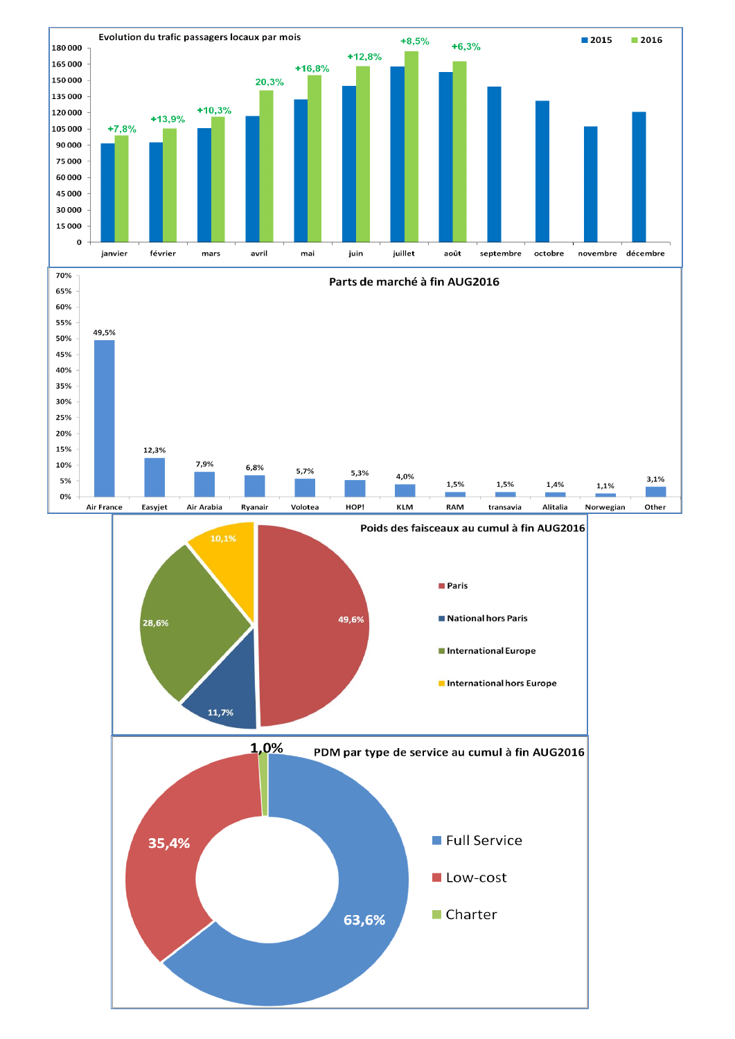Evolution du trafic passagers locaux par mois

2015 2016

180 000
165 000
150 000
135 000
120 000
105 000
90 000
75 000
60 000
45 000
30 000
15 000
0

+7,8% +13,9% +10,3% 20,3% +16,8% +12,8% +8,5% +6,3%

janvier février mars avril mai juin juillet août septembre octobre novembre décembre

Parts de marché à fin AUG2016

70%
65%
60%
55%
50%
45%
40%
35%
30%
25%
20%
15%
10%
5%
0%

49,5% 12,3% 7,9% 6,8% 5,7% 5,3% 4,0% 1,5% 1,5% 1,4% 1,1% 3,1%

Air France Easyjet Air Arabia Ryanair Volotea HOP! KLM RAM transavia Alitalia Norwegian Other

Poids des faisceaux au cumul à fin AUG2016

49,6% 11,7% 28,6% 10,1%

Paris
National hors Paris
International Europe
International hors Europe

PDM par type de service au cumul à fin AUG2016

63,6% 35,4% 1,0%

Full Service
Low-cost
Charter